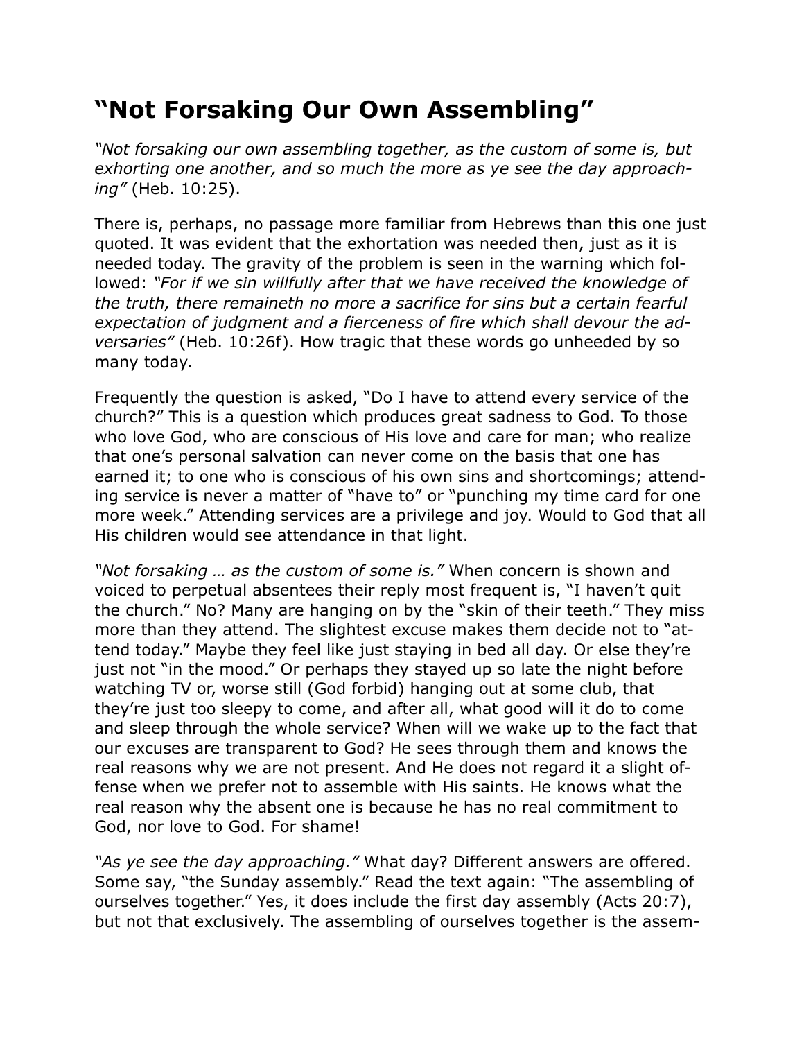# "Not Forsaking Our Own Assembling"

*"Not forsaking our own assembling together, as the custom of some is, but exhorting one another, and so much the more as ye see the day approaching"* (Heb. 10:25).

There is, perhaps, no passage more familiar from Hebrews than this one just quoted. It was evident that the exhortation was needed then, just as it is needed today. The gravity of the problem is seen in the warning which followed: *"For if we sin willfully after that we have received the knowledge of the truth, there remaineth no more a sacrifice for sins but a certain fearful expectation of judgment and a fierceness of fire which shall devour the adversaries"* (Heb. 10:26f). How tragic that these words go unheeded by so many today.

Frequently the question is asked, "Do I have to attend every service of the church?" This is a question which produces great sadness to God. To those who love God, who are conscious of His love and care for man; who realize that one's personal salvation can never come on the basis that one has earned it; to one who is conscious of his own sins and shortcomings; attending service is never a matter of "have to" or "punching my time card for one more week." Attending services are a privilege and joy. Would to God that all His children would see attendance in that light.

*"Not forsaking … as the custom of some is."* When concern is shown and voiced to perpetual absentees their reply most frequent is, "I haven't quit the church." No? Many are hanging on by the "skin of their teeth." They miss more than they attend. The slightest excuse makes them decide not to "attend today." Maybe they feel like just staying in bed all day. Or else they're just not "in the mood." Or perhaps they stayed up so late the night before watching TV or, worse still (God forbid) hanging out at some club, that they're just too sleepy to come, and after all, what good will it do to come and sleep through the whole service? When will we wake up to the fact that our excuses are transparent to God? He sees through them and knows the real reasons why we are not present. And He does not regard it a slight offense when we prefer not to assemble with His saints. He knows what the real reason why the absent one is because he has no real commitment to God, nor love to God. For shame!

*"As ye see the day approaching."* What day? Different answers are offered. Some say, "the Sunday assembly." Read the text again: "The assembling of ourselves together." Yes, it does include the first day assembly (Acts 20:7), but not that exclusively. The assembling of ourselves together is the assem-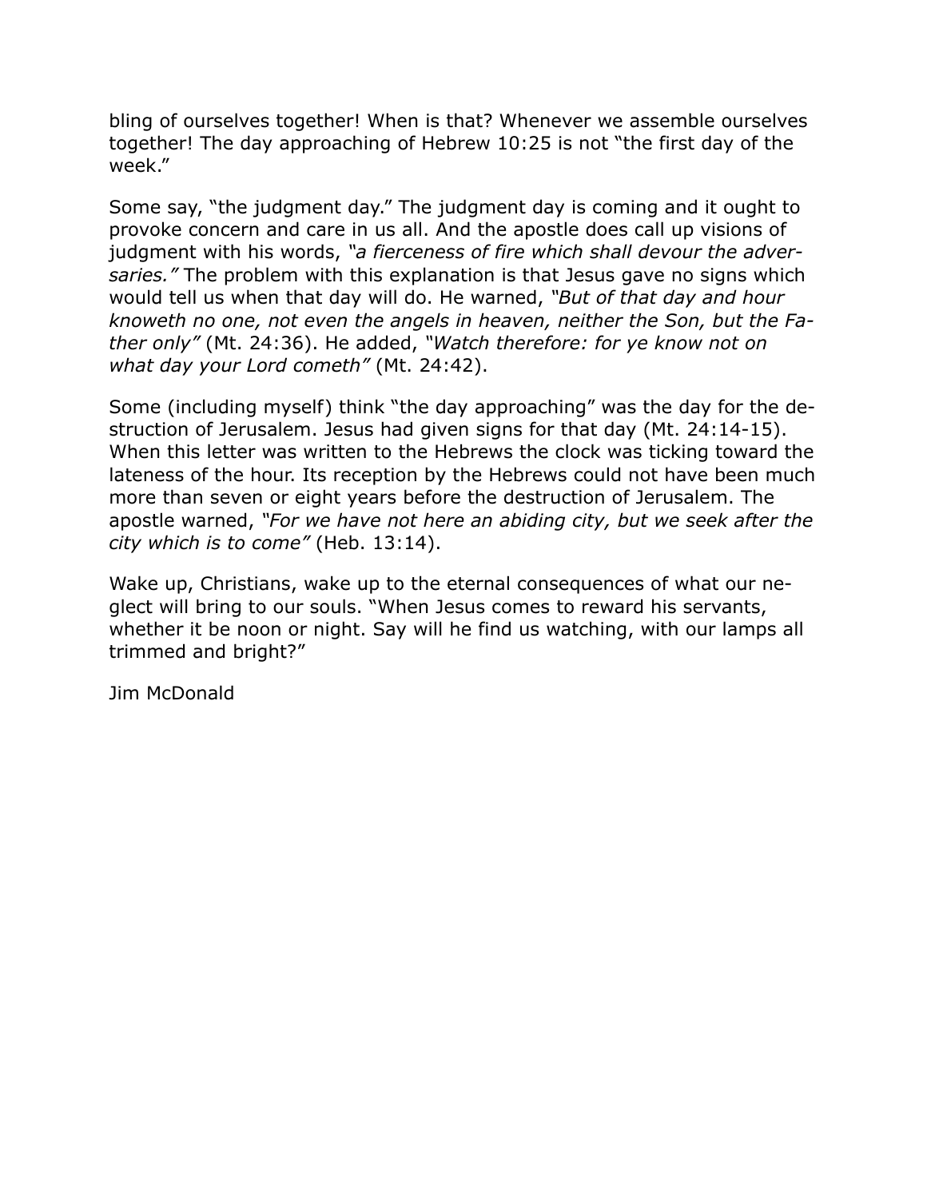bling of ourselves together! When is that? Whenever we assemble ourselves together! The day approaching of Hebrew 10:25 is not "the first day of the week."

Some say, "the judgment day." The judgment day is coming and it ought to provoke concern and care in us all. And the apostle does call up visions of judgment with his words, *"a fierceness of fire which shall devour the adversaries."* The problem with this explanation is that Jesus gave no signs which would tell us when that day will do. He warned, *"But of that day and hour knoweth no one, not even the angels in heaven, neither the Son, but the Father only"* (Mt. 24:36). He added, *"Watch therefore: for ye know not on what day your Lord cometh"* (Mt. 24:42).

Some (including myself) think "the day approaching" was the day for the destruction of Jerusalem. Jesus had given signs for that day (Mt. 24:14-15). When this letter was written to the Hebrews the clock was ticking toward the lateness of the hour. Its reception by the Hebrews could not have been much more than seven or eight years before the destruction of Jerusalem. The apostle warned, *"For we have not here an abiding city, but we seek after the city which is to come"* (Heb. 13:14).

Wake up, Christians, wake up to the eternal consequences of what our neglect will bring to our souls. "When Jesus comes to reward his servants, whether it be noon or night. Say will he find us watching, with our lamps all trimmed and bright?"

Jim McDonald